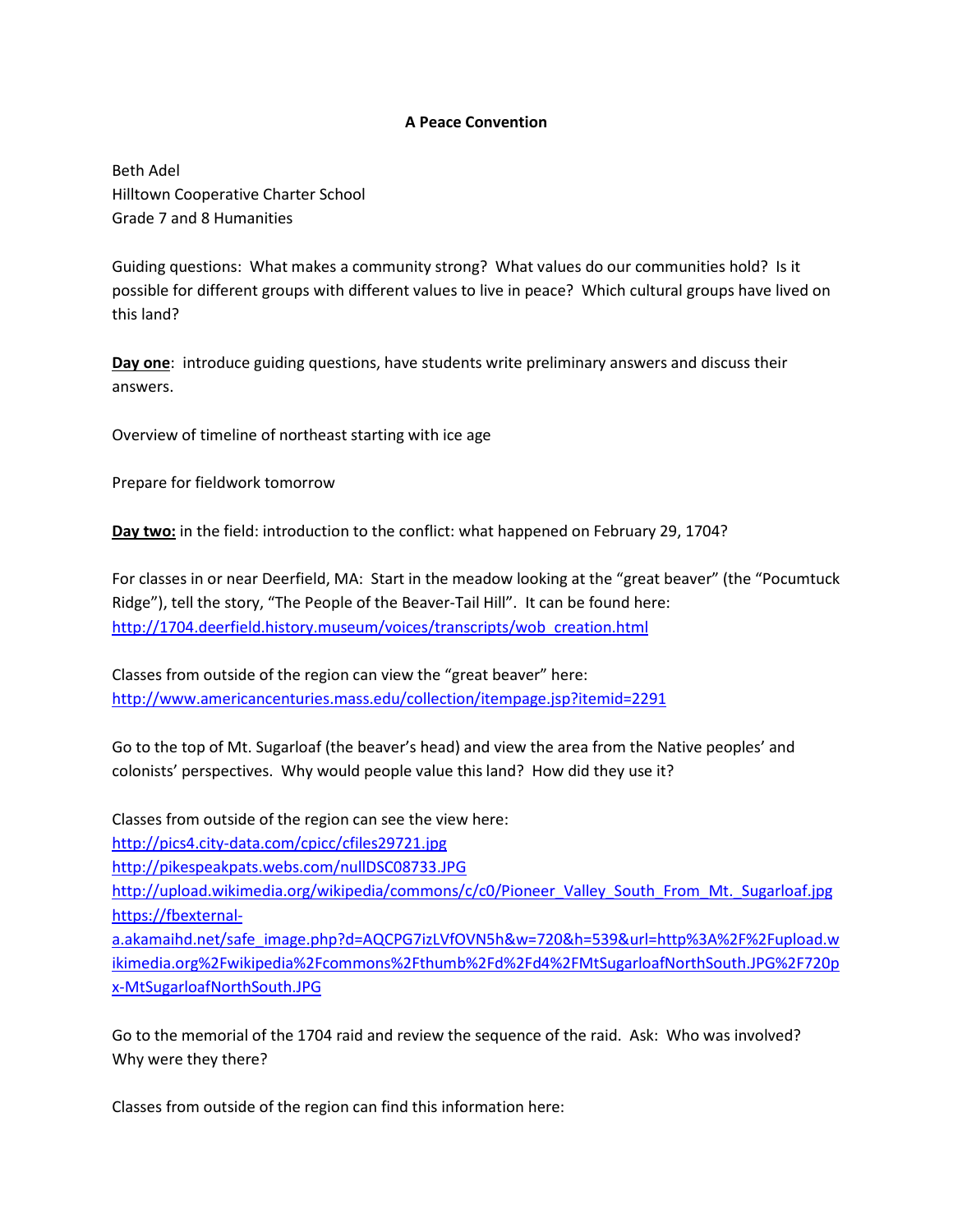**A Peace Convention**

Beth Adel
Hilltown Cooperative Charter School
Grade 7 and 8 Humanities

Guiding questions: What makes a community strong? What values do our communities hold? Is it possible for different groups with different values to live in peace? Which cultural groups have lived on this land?

**Day one**: introduce guiding questions, have students write preliminary answers and discuss their answers.

Overview of timeline of northeast starting with ice age

Prepare for fieldwork tomorrow

**Day two:** in the field: introduction to the conflict: what happened on February 29, 1704?

For classes in or near Deerfield, MA: Start in the meadow looking at the "great beaver" (the "Pocumtuck Ridge"), tell the story, "The People of the Beaver-Tail Hill". It can be found here: http://1704.deerfield.history.museum/voices/transcripts/wob_creation.html

Classes from outside of the region can view the "great beaver" here: http://www.americancenturies.mass.edu/collection/itempage.jsp?itemid=2291

Go to the top of Mt. Sugarloaf (the beaver's head) and view the area from the Native peoples' and colonists' perspectives. Why would people value this land? How did they use it?

Classes from outside of the region can see the view here:
http://pics4.city-data.com/cpicc/cfiles29721.jpg
http://pikespeakpats.webs.com/nullDSC08733.JPG
http://upload.wikimedia.org/wikipedia/commons/c/c0/Pioneer_Valley_South_From_Mt._Sugarloaf.jpg
https://fbexternal-a.akamaihd.net/safe_image.php?d=AQCPG7izLVfOVN5h&w=720&h=539&url=http%3A%2F%2Fupload.wikimedia.org%2Fwikipedia%2Fcommons%2Fthumb%2Fd%2Fd4%2FMtSugarloafNorthSouth.JPG%2F720px-MtSugarloafNorthSouth.JPG

Go to the memorial of the 1704 raid and review the sequence of the raid. Ask: Who was involved? Why were they there?

Classes from outside of the region can find this information here: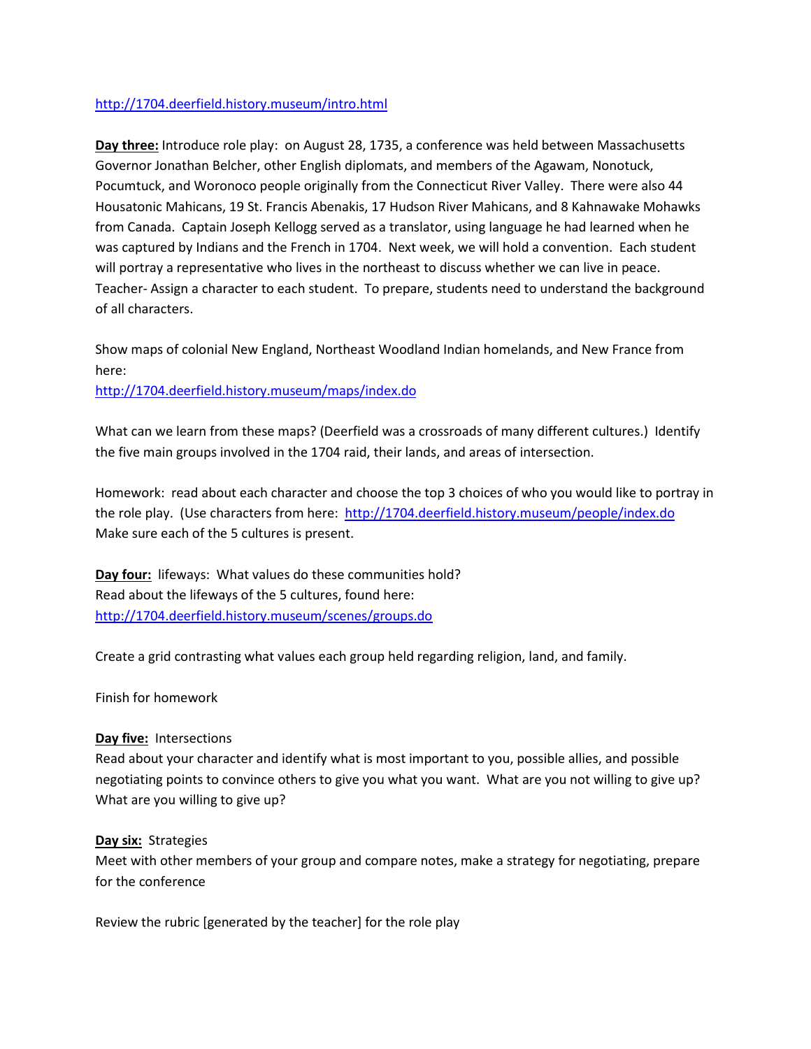http://1704.deerfield.history.museum/intro.html

**<u>Day three:</u>** Introduce role play: on August 28, 1735, a conference was held between Massachusetts Governor Jonathan Belcher, other English diplomats, and members of the Agawam, Nonotuck, Pocumtuck, and Woronoco people originally from the Connecticut River Valley. There were also 44 Housatonic Mahicans, 19 St. Francis Abenakis, 17 Hudson River Mahicans, and 8 Kahnawake Mohawks from Canada. Captain Joseph Kellogg served as a translator, using language he had learned when he was captured by Indians and the French in 1704. Next week, we will hold a convention. Each student will portray a representative who lives in the northeast to discuss whether we can live in peace. Teacher- Assign a character to each student. To prepare, students need to understand the background of all characters.

Show maps of colonial New England, Northeast Woodland Indian homelands, and New France from here:
http://1704.deerfield.history.museum/maps/index.do

What can we learn from these maps? (Deerfield was a crossroads of many different cultures.) Identify the five main groups involved in the 1704 raid, their lands, and areas of intersection.

Homework: read about each character and choose the top 3 choices of who you would like to portray in the role play. (Use characters from here: http://1704.deerfield.history.museum/people/index.do Make sure each of the 5 cultures is present.

**<u>Day four:</u>** lifeways: What values do these communities hold?
Read about the lifeways of the 5 cultures, found here:
http://1704.deerfield.history.museum/scenes/groups.do

Create a grid contrasting what values each group held regarding religion, land, and family.

Finish for homework

**<u>Day five:</u>** Intersections
Read about your character and identify what is most important to you, possible allies, and possible negotiating points to convince others to give you what you want. What are you not willing to give up? What are you willing to give up?

**<u>Day six:</u>** Strategies
Meet with other members of your group and compare notes, make a strategy for negotiating, prepare for the conference

Review the rubric [generated by the teacher] for the role play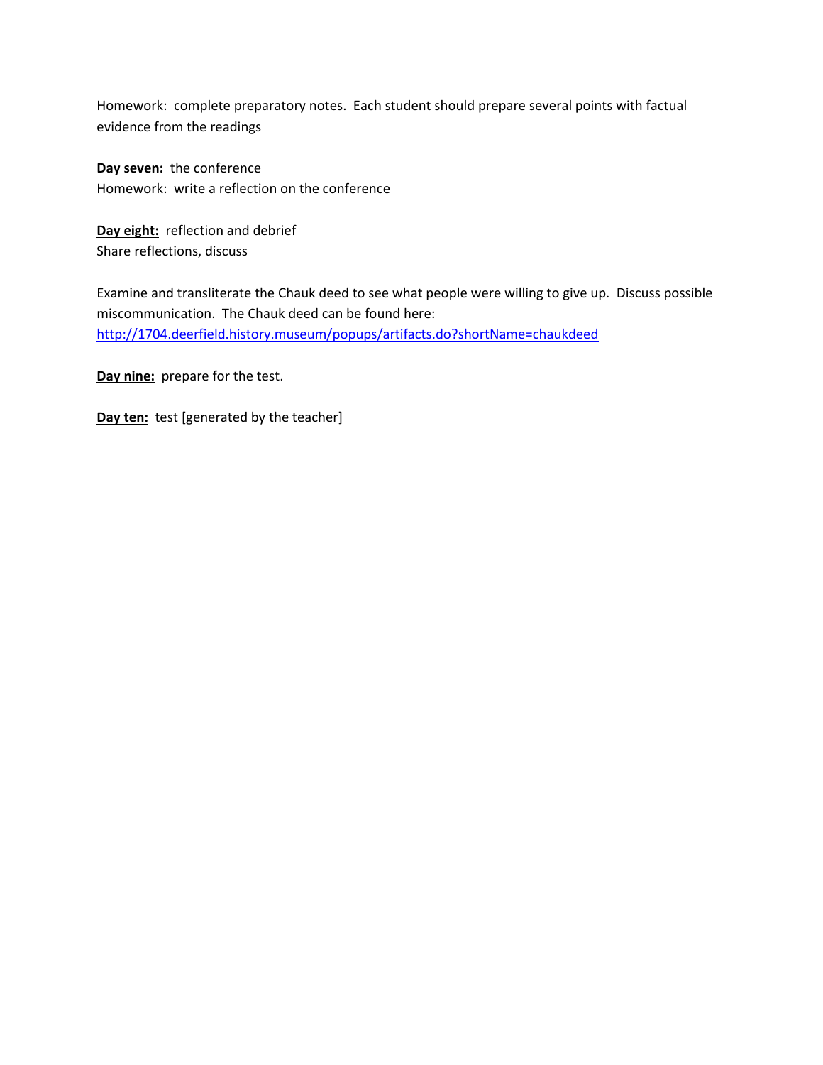Homework: complete preparatory notes. Each student should prepare several points with factual evidence from the readings

**Day seven:** the conference
Homework: write a reflection on the conference

**Day eight:** reflection and debrief
Share reflections, discuss

Examine and transliterate the Chauk deed to see what people were willing to give up. Discuss possible miscommunication. The Chauk deed can be found here: http://1704.deerfield.history.museum/popups/artifacts.do?shortName=chaukdeed

**Day nine:** prepare for the test.

**Day ten:** test [generated by the teacher]